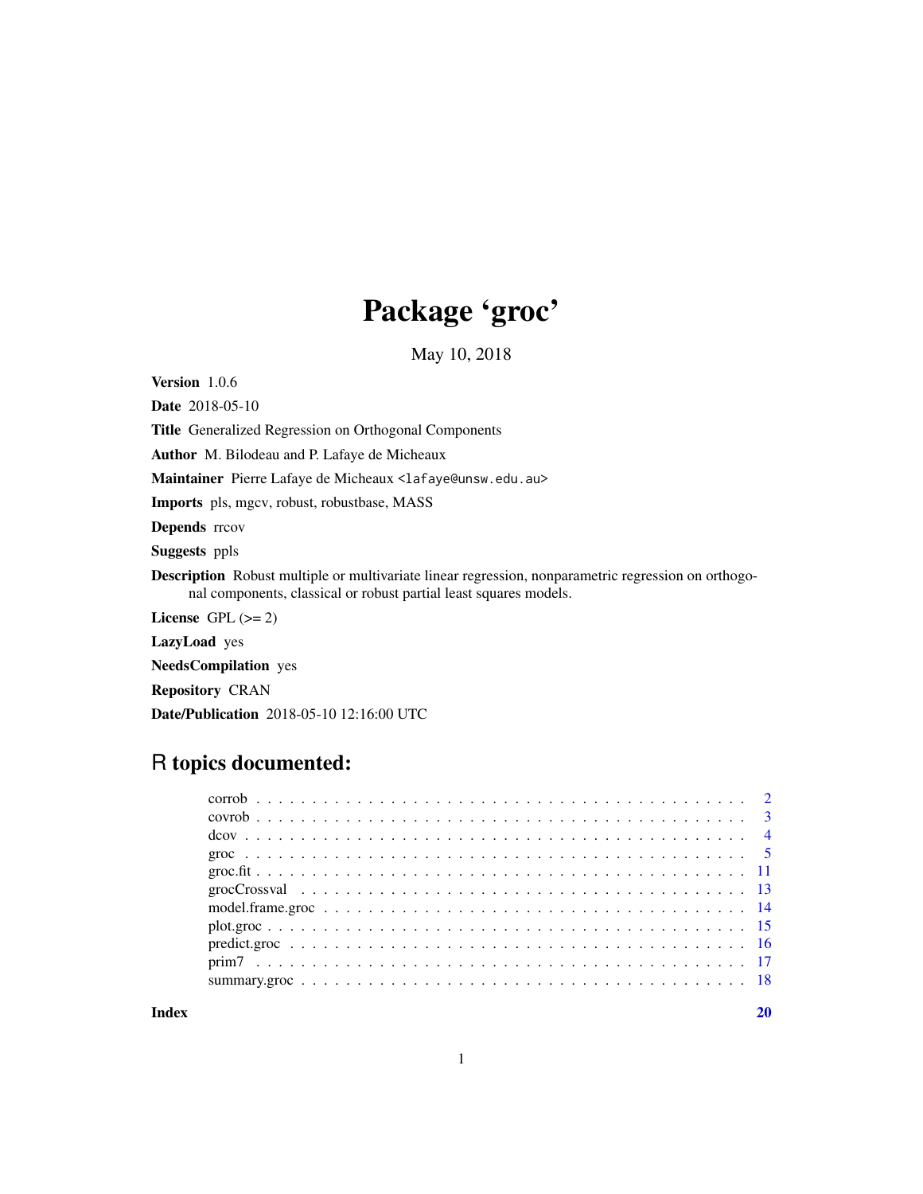# Package 'groc'

May 10, 2018

**Version** 1.0.6

**Date** 2018-05-10

**Title** Generalized Regression on Orthogonal Components

**Author** M. Bilodeau and P. Lafaye de Micheaux

**Maintainer** Pierre Lafaye de Micheaux <lafaye@unsw.edu.au>

**Imports** pls, mgcv, robust, robustbase, MASS

**Depends** rrcov

**Suggests** ppls

**Description** Robust multiple or multivariate linear regression, nonparametric regression on orthogonal components, classical or robust partial least squares models.

**License** GPL (>= 2)

**LazyLoad** yes

**NeedsCompilation** yes

**Repository** CRAN

**Date/Publication** 2018-05-10 12:16:00 UTC

## R topics documented:

- corrob . . . . . 2
- covrob . . . . . 3
- dcov . . . . . 4
- groc . . . . . 5
- groc.fit . . . . . 11
- grocCrossval . . . . . 13
- model.frame.groc . . . . . 14
- plot.groc . . . . . 15
- predict.groc . . . . . 16
- prim7 . . . . . 17
- summary.groc . . . . . 18

**Index** 20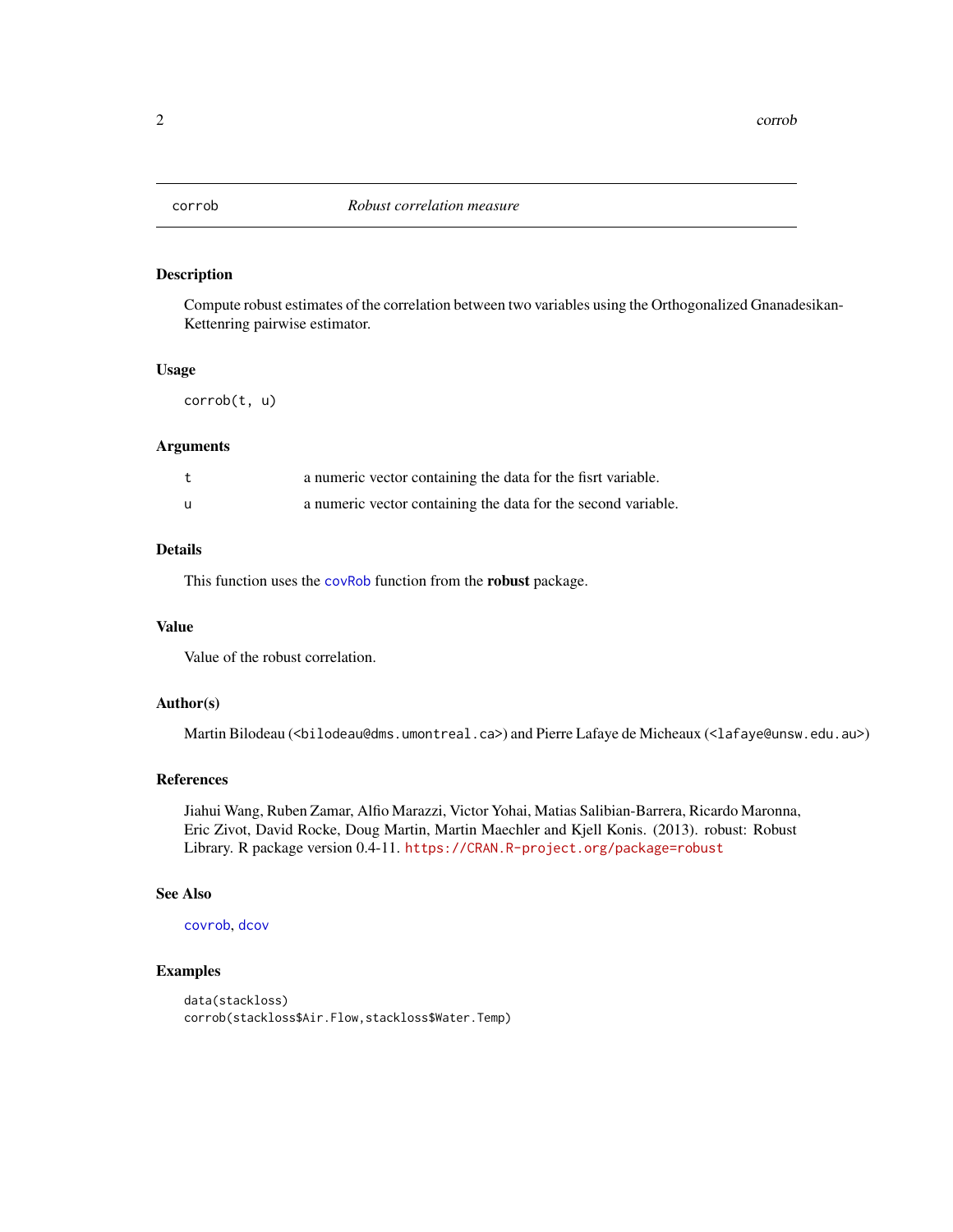## corrob — *Robust correlation measure*

### Description

Compute robust estimates of the correlation between two variables using the Orthogonalized Gnanadesikan-Kettenring pairwise estimator.

### Usage

```
corrob(t, u)
```

### Arguments

| | |
|---|---|
| t | a numeric vector containing the data for the fisrt variable. |
| u | a numeric vector containing the data for the second variable. |

### Details

This function uses the `covRob` function from the **robust** package.

### Value

Value of the robust correlation.

### Author(s)

Martin Bilodeau (<bilodeau@dms.umontreal.ca>) and Pierre Lafaye de Micheaux (<lafaye@unsw.edu.au>)

### References

Jiahui Wang, Ruben Zamar, Alfio Marazzi, Victor Yohai, Matias Salibian-Barrera, Ricardo Maronna, Eric Zivot, David Rocke, Doug Martin, Martin Maechler and Kjell Konis. (2013). robust: Robust Library. R package version 0.4-11. https://CRAN.R-project.org/package=robust

### See Also

`covrob`, `dcov`

### Examples

```
data(stackloss)
corrob(stackloss$Air.Flow,stackloss$Water.Temp)
```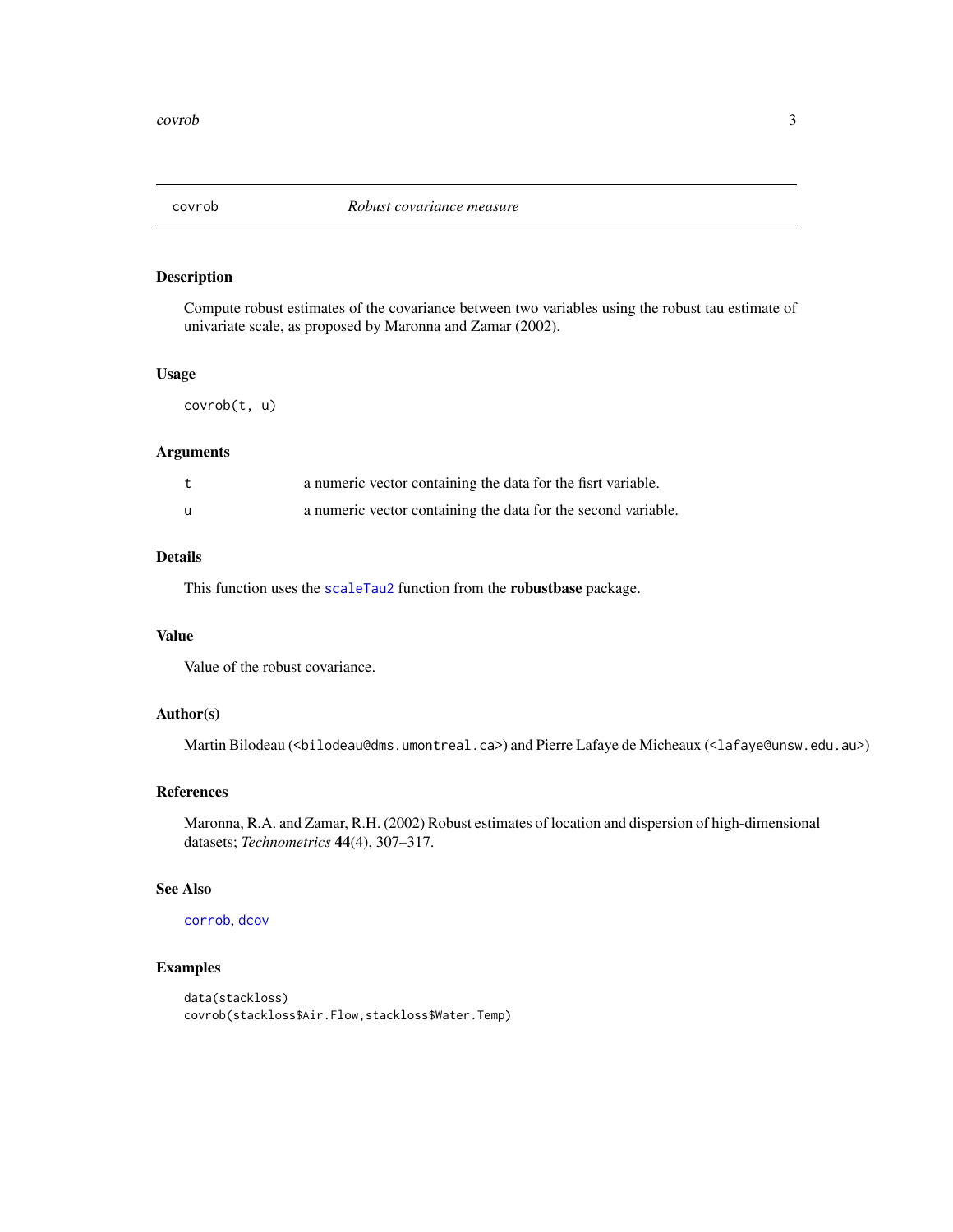# covrob — *Robust covariance measure*

## Description

Compute robust estimates of the covariance between two variables using the robust tau estimate of univariate scale, as proposed by Maronna and Zamar (2002).

## Usage

```
covrob(t, u)
```

## Arguments

| | |
|---|---|
| t | a numeric vector containing the data for the fisrt variable. |
| u | a numeric vector containing the data for the second variable. |

## Details

This function uses the `scaleTau2` function from the **robustbase** package.

## Value

Value of the robust covariance.

## Author(s)

Martin Bilodeau (<bilodeau@dms.umontreal.ca>) and Pierre Lafaye de Micheaux (<lafaye@unsw.edu.au>)

## References

Maronna, R.A. and Zamar, R.H. (2002) Robust estimates of location and dispersion of high-dimensional datasets; *Technometrics* **44**(4), 307–317.

## See Also

`corrob`, `dcov`

## Examples

```
data(stackloss)
covrob(stackloss$Air.Flow,stackloss$Water.Temp)
```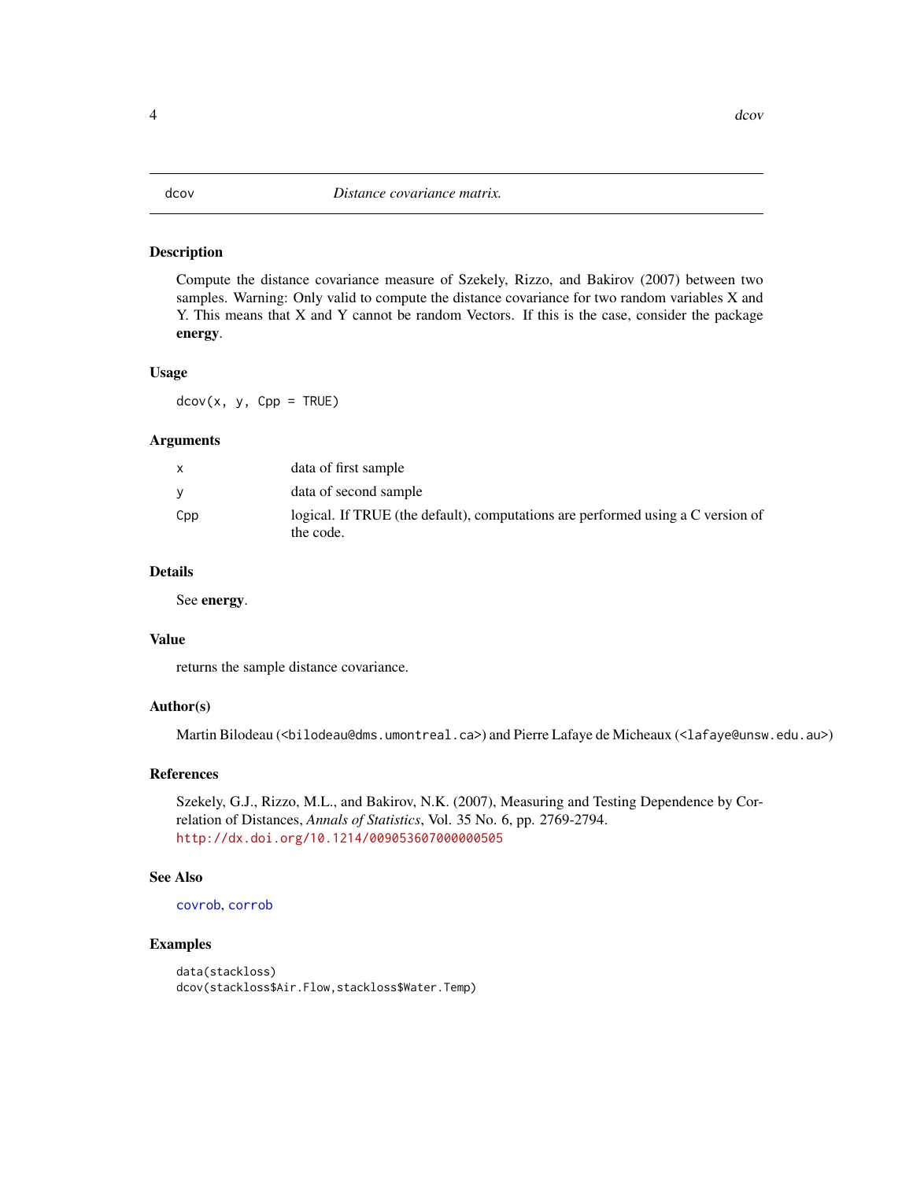## dcov — *Distance covariance matrix.*

### Description

Compute the distance covariance measure of Szekely, Rizzo, and Bakirov (2007) between two samples. Warning: Only valid to compute the distance covariance for two random variables X and Y. This means that X and Y cannot be random Vectors. If this is the case, consider the package **energy**.

### Usage

```
dcov(x, y, Cpp = TRUE)
```

### Arguments

| | |
|---|---|
| x | data of first sample |
| y | data of second sample |
| Cpp | logical. If TRUE (the default), computations are performed using a C version of the code. |

### Details

See **energy**.

### Value

returns the sample distance covariance.

### Author(s)

Martin Bilodeau (<bilodeau@dms.umontreal.ca>) and Pierre Lafaye de Micheaux (<lafaye@unsw.edu.au>)

### References

Szekely, G.J., Rizzo, M.L., and Bakirov, N.K. (2007), Measuring and Testing Dependence by Correlation of Distances, *Annals of Statistics*, Vol. 35 No. 6, pp. 2769-2794. http://dx.doi.org/10.1214/009053607000000505

### See Also

covrob, corrob

### Examples

```
data(stackloss)
dcov(stackloss$Air.Flow,stackloss$Water.Temp)
```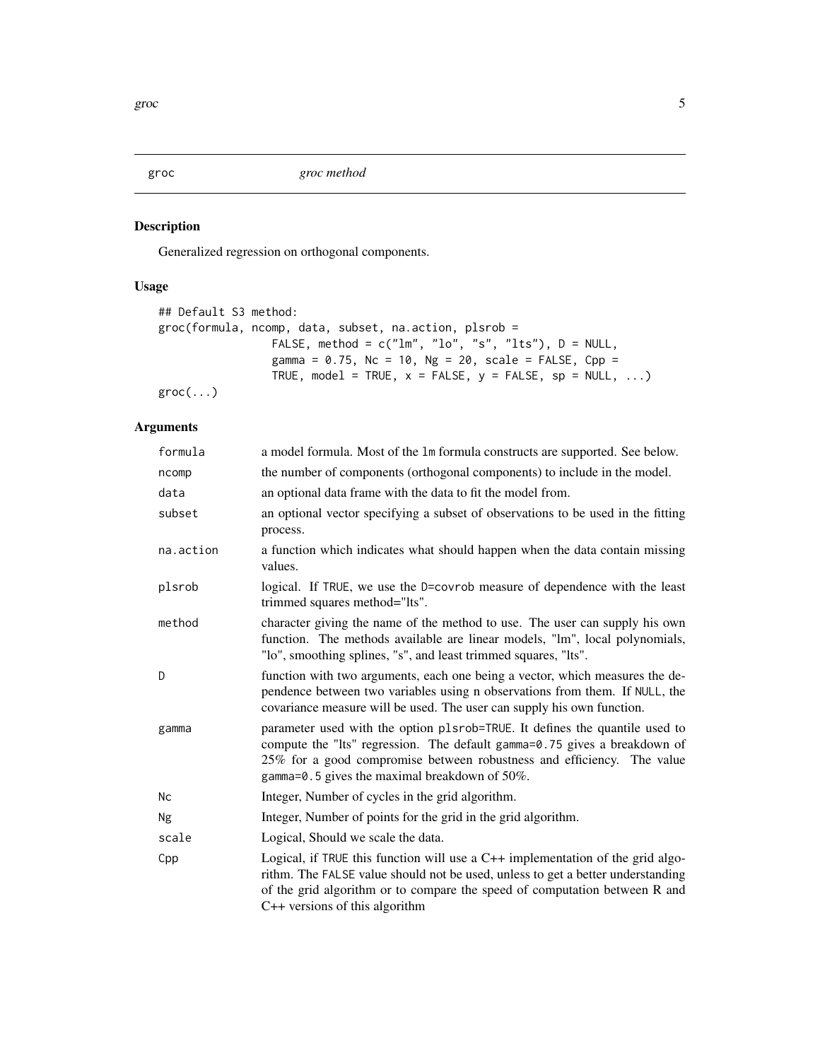groc *groc method*

## Description

Generalized regression on orthogonal components.

## Usage

```
## Default S3 method:
groc(formula, ncomp, data, subset, na.action, plsrob =
                FALSE, method = c("lm", "lo", "s", "lts"), D = NULL,
                gamma = 0.75, Nc = 10, Ng = 20, scale = FALSE, Cpp =
                TRUE, model = TRUE, x = FALSE, y = FALSE, sp = NULL, ...)
groc(...)
```

## Arguments

| | |
|---|---|
| `formula` | a model formula. Most of the `lm` formula constructs are supported. See below. |
| `ncomp` | the number of components (orthogonal components) to include in the model. |
| `data` | an optional data frame with the data to fit the model from. |
| `subset` | an optional vector specifying a subset of observations to be used in the fitting process. |
| `na.action` | a function which indicates what should happen when the data contain missing values. |
| `plsrob` | logical. If `TRUE`, we use the `D=covrob` measure of dependence with the least trimmed squares method="lts". |
| `method` | character giving the name of the method to use. The user can supply his own function. The methods available are linear models, "lm", local polynomials, "lo", smoothing splines, "s", and least trimmed squares, "lts". |
| `D` | function with two arguments, each one being a vector, which measures the dependence between two variables using n observations from them. If `NULL`, the covariance measure will be used. The user can supply his own function. |
| `gamma` | parameter used with the option `plsrob=TRUE`. It defines the quantile used to compute the "lts" regression. The default `gamma=0.75` gives a breakdown of 25% for a good compromise between robustness and efficiency. The value `gamma=0.5` gives the maximal breakdown of 50%. |
| `Nc` | Integer, Number of cycles in the grid algorithm. |
| `Ng` | Integer, Number of points for the grid in the grid algorithm. |
| `scale` | Logical, Should we scale the data. |
| `Cpp` | Logical, if `TRUE` this function will use a C++ implementation of the grid algorithm. The `FALSE` value should not be used, unless to get a better understanding of the grid algorithm or to compare the speed of computation between R and C++ versions of this algorithm |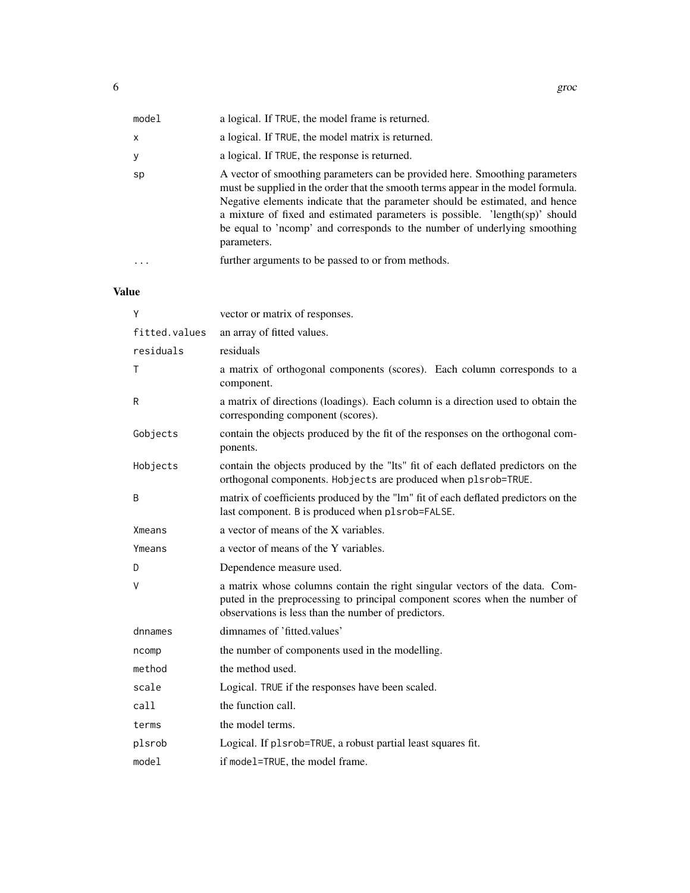| | |
|---|---|
| `model` | a logical. If `TRUE`, the model frame is returned. |
| `x` | a logical. If `TRUE`, the model matrix is returned. |
| `y` | a logical. If `TRUE`, the response is returned. |
| `sp` | A vector of smoothing parameters can be provided here. Smoothing parameters must be supplied in the order that the smooth terms appear in the model formula. Negative elements indicate that the parameter should be estimated, and hence a mixture of fixed and estimated parameters is possible. 'length(sp)' should be equal to 'ncomp' and corresponds to the number of underlying smoothing parameters. |
| `...` | further arguments to be passed to or from methods. |

## Value

| | |
|---|---|
| `Y` | vector or matrix of responses. |
| `fitted.values` | an array of fitted values. |
| `residuals` | residuals |
| `T` | a matrix of orthogonal components (scores). Each column corresponds to a component. |
| `R` | a matrix of directions (loadings). Each column is a direction used to obtain the corresponding component (scores). |
| `Gobjects` | contain the objects produced by the fit of the responses on the orthogonal components. |
| `Hobjects` | contain the objects produced by the "lts" fit of each deflated predictors on the orthogonal components. `Hobjects` are produced when `plsrob=TRUE`. |
| `B` | matrix of coefficients produced by the "lm" fit of each deflated predictors on the last component. `B` is produced when `plsrob=FALSE`. |
| `Xmeans` | a vector of means of the X variables. |
| `Ymeans` | a vector of means of the Y variables. |
| `D` | Dependence measure used. |
| `V` | a matrix whose columns contain the right singular vectors of the data. Computed in the preprocessing to principal component scores when the number of observations is less than the number of predictors. |
| `dnnames` | dimnames of 'fitted.values' |
| `ncomp` | the number of components used in the modelling. |
| `method` | the method used. |
| `scale` | Logical. `TRUE` if the responses have been scaled. |
| `call` | the function call. |
| `terms` | the model terms. |
| `plsrob` | Logical. If `plsrob=TRUE`, a robust partial least squares fit. |
| `model` | if `model=TRUE`, the model frame. |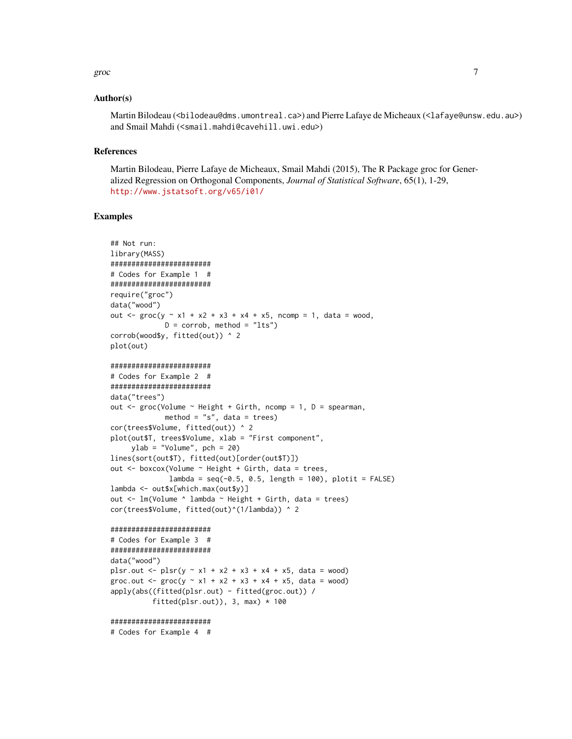### Author(s)

Martin Bilodeau (<bilodeau@dms.umontreal.ca>) and Pierre Lafaye de Micheaux (<lafaye@unsw.edu.au>) and Smail Mahdi (<smail.mahdi@cavehill.uwi.edu>)

### References

Martin Bilodeau, Pierre Lafaye de Micheaux, Smail Mahdi (2015), The R Package groc for Generalized Regression on Orthogonal Components, *Journal of Statistical Software*, 65(1), 1-29, http://www.jstatsoft.org/v65/i01/

### Examples

```
## Not run:
library(MASS)
########################
# Codes for Example 1  #
########################
require("groc")
data("wood")
out <- groc(y ~ x1 + x2 + x3 + x4 + x5, ncomp = 1, data = wood,
            D = corrob, method = "lts")
corrob(wood$y, fitted(out)) ^ 2
plot(out)

########################
# Codes for Example 2  #
########################
data("trees")
out <- groc(Volume ~ Height + Girth, ncomp = 1, D = spearman,
            method = "s", data = trees)
cor(trees$Volume, fitted(out)) ^ 2
plot(out$T, trees$Volume, xlab = "First component",
     ylab = "Volume", pch = 20)
lines(sort(out$T), fitted(out)[order(out$T)])
out <- boxcox(Volume ~ Height + Girth, data = trees,
             lambda = seq(-0.5, 0.5, length = 100), plotit = FALSE)
lambda <- out$x[which.max(out$y)]
out <- lm(Volume ^ lambda ~ Height + Girth, data = trees)
cor(trees$Volume, fitted(out)^(1/lambda)) ^ 2

########################
# Codes for Example 3  #
########################
data("wood")
plsr.out <- plsr(y ~ x1 + x2 + x3 + x4 + x5, data = wood)
groc.out <- groc(y ~ x1 + x2 + x3 + x4 + x5, data = wood)
apply(abs((fitted(plsr.out) - fitted(groc.out)) /
          fitted(plsr.out)), 3, max) * 100

########################
# Codes for Example 4  #
```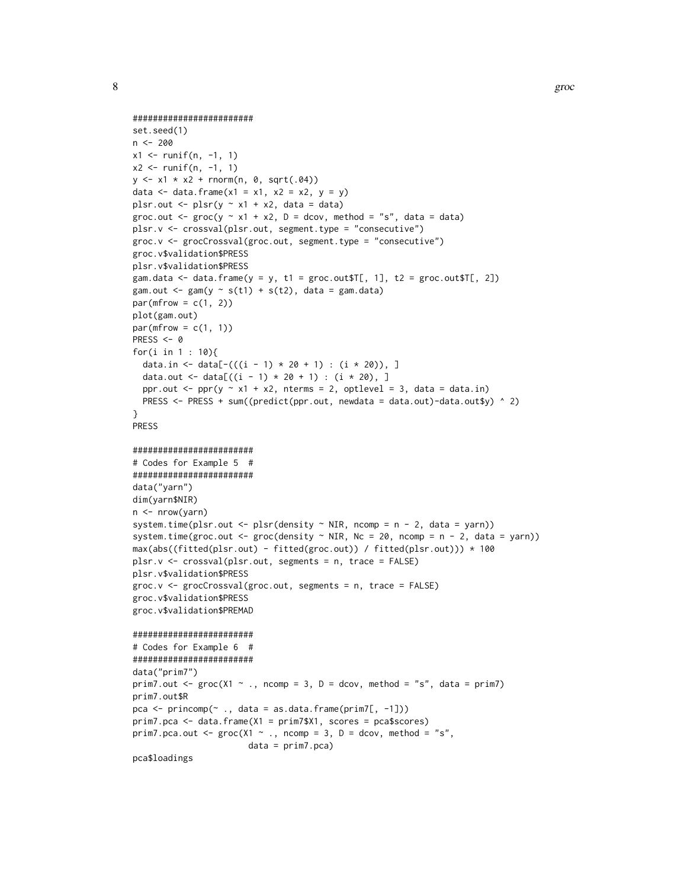```
########################
set.seed(1)
n <- 200
x1 <- runif(n, -1, 1)
x2 <- runif(n, -1, 1)
y <- x1 * x2 + rnorm(n, 0, sqrt(.04))
data <- data.frame(x1 = x1, x2 = x2, y = y)
plsr.out <- plsr(y ~ x1 + x2, data = data)
groc.out <- groc(y ~ x1 + x2, D = dcov, method = "s", data = data)
plsr.v <- crossval(plsr.out, segment.type = "consecutive")
groc.v <- grocCrossval(groc.out, segment.type = "consecutive")
groc.v$validation$PRESS
plsr.v$validation$PRESS
gam.data <- data.frame(y = y, t1 = groc.out$T[, 1], t2 = groc.out$T[, 2])
gam.out <- gam(y ~ s(t1) + s(t2), data = gam.data)
par(mfrow = c(1, 2))
plot(gam.out)
par(mfrow = c(1, 1))
PRESS <- 0
for(i in 1 : 10){
  data.in <- data[-(((i - 1) * 20 + 1) : (i * 20)), ]
  data.out <- data[((i - 1) * 20 + 1) : (i * 20), ]
  ppr.out <- ppr(y ~ x1 + x2, nterms = 2, optlevel = 3, data = data.in)
  PRESS <- PRESS + sum((predict(ppr.out, newdata = data.out)-data.out$y) ^ 2)
}
PRESS

########################
# Codes for Example 5  #
########################
data("yarn")
dim(yarn$NIR)
n <- nrow(yarn)
system.time(plsr.out <- plsr(density ~ NIR, ncomp = n - 2, data = yarn))
system.time(groc.out <- groc(density ~ NIR, Nc = 20, ncomp = n - 2, data = yarn))
max(abs((fitted(plsr.out) - fitted(groc.out)) / fitted(plsr.out))) * 100
plsr.v <- crossval(plsr.out, segments = n, trace = FALSE)
plsr.v$validation$PRESS
groc.v <- grocCrossval(groc.out, segments = n, trace = FALSE)
groc.v$validation$PRESS
groc.v$validation$PREMAD

########################
# Codes for Example 6  #
########################
data("prim7")
prim7.out <- groc(X1 ~ ., ncomp = 3, D = dcov, method = "s", data = prim7)
prim7.out$R
pca <- princomp(~ ., data = as.data.frame(prim7[, -1]))
prim7.pca <- data.frame(X1 = prim7$X1, scores = pca$scores)
prim7.pca.out <- groc(X1 ~ ., ncomp = 3, D = dcov, method = "s",
                      data = prim7.pca)
pca$loadings
```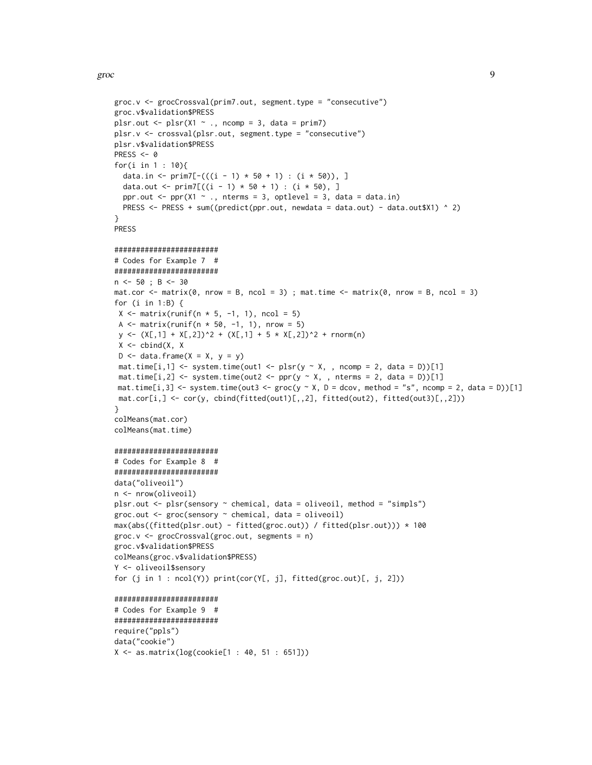```
groc.v <- grocCrossval(prim7.out, segment.type = "consecutive")
groc.v$validation$PRESS
plsr.out <- plsr(X1 ~ ., ncomp = 3, data = prim7)
plsr.v <- crossval(plsr.out, segment.type = "consecutive")
plsr.v$validation$PRESS
PRESS <- 0
for(i in 1 : 10){
  data.in <- prim7[-(((i - 1) * 50 + 1) : (i * 50)), ]
  data.out <- prim7[((i - 1) * 50 + 1) : (i * 50), ]
  ppr.out <- ppr(X1 ~ ., nterms = 3, optlevel = 3, data = data.in)
  PRESS <- PRESS + sum((predict(ppr.out, newdata = data.out) - data.out$X1) ^ 2)
}
PRESS

########################
# Codes for Example 7  #
########################
n <- 50 ; B <- 30
mat.cor <- matrix(0, nrow = B, ncol = 3) ; mat.time <- matrix(0, nrow = B, ncol = 3)
for (i in 1:B) {
 X <- matrix(runif(n * 5, -1, 1), ncol = 5)
 A <- matrix(runif(n * 50, -1, 1), nrow = 5)
 y <- (X[,1] + X[,2])^2 + (X[,1] + 5 * X[,2])^2 + rnorm(n)
 X <- cbind(X, X
 D <- data.frame(X = X, y = y)
 mat.time[i,1] <- system.time(out1 <- plsr(y ~ X, , ncomp = 2, data = D))[1]
 mat.time[i,2] <- system.time(out2 <- ppr(y ~ X, , nterms = 2, data = D))[1]
 mat.time[i,3] <- system.time(out3 <- groc(y ~ X, D = dcov, method = "s", ncomp = 2, data = D))[1]
 mat.cor[i,] <- cor(y, cbind(fitted(out1)[,,2], fitted(out2), fitted(out3)[,,2]))
}
colMeans(mat.cor)
colMeans(mat.time)

########################
# Codes for Example 8  #
########################
data("oliveoil")
n <- nrow(oliveoil)
plsr.out <- plsr(sensory ~ chemical, data = oliveoil, method = "simpls")
groc.out <- groc(sensory ~ chemical, data = oliveoil)
max(abs((fitted(plsr.out) - fitted(groc.out)) / fitted(plsr.out))) * 100
groc.v <- grocCrossval(groc.out, segments = n)
groc.v$validation$PRESS
colMeans(groc.v$validation$PRESS)
Y <- oliveoil$sensory
for (j in 1 : ncol(Y)) print(cor(Y[, j], fitted(groc.out)[, j, 2]))

########################
# Codes for Example 9  #
########################
require("ppls")
data("cookie")
X <- as.matrix(log(cookie[1 : 40, 51 : 651]))
```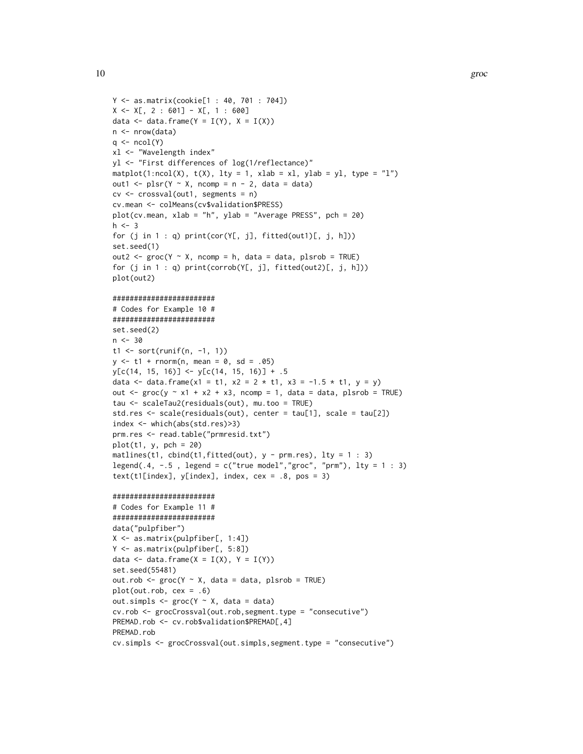```
Y <- as.matrix(cookie[1 : 40, 701 : 704])
X <- X[, 2 : 601] - X[, 1 : 600]
data <- data.frame(Y = I(Y), X = I(X))
n <- nrow(data)
q <- ncol(Y)
xl <- "Wavelength index"
yl <- "First differences of log(1/reflectance)"
matplot(1:ncol(X), t(X), lty = 1, xlab = xl, ylab = yl, type = "l")
out1 <- plsr(Y ~ X, ncomp = n - 2, data = data)
cv <- crossval(out1, segments = n)
cv.mean <- colMeans(cv$validation$PRESS)
plot(cv.mean, xlab = "h", ylab = "Average PRESS", pch = 20)
h <- 3
for (j in 1 : q) print(cor(Y[, j], fitted(out1)[, j, h]))
set.seed(1)
out2 <- groc(Y ~ X, ncomp = h, data = data, plsrob = TRUE)
for (j in 1 : q) print(corrob(Y[, j], fitted(out2)[, j, h]))
plot(out2)

########################
# Codes for Example 10 #
########################
set.seed(2)
n <- 30
t1 <- sort(runif(n, -1, 1))
y <- t1 + rnorm(n, mean = 0, sd = .05)
y[c(14, 15, 16)] <- y[c(14, 15, 16)] + .5
data <- data.frame(x1 = t1, x2 = 2 * t1, x3 = -1.5 * t1, y = y)
out <- groc(y ~ x1 + x2 + x3, ncomp = 1, data = data, plsrob = TRUE)
tau <- scaleTau2(residuals(out), mu.too = TRUE)
std.res <- scale(residuals(out), center = tau[1], scale = tau[2])
index <- which(abs(std.res)>3)
prm.res <- read.table("prmresid.txt")
plot(t1, y, pch = 20)
matlines(t1, cbind(t1,fitted(out), y - prm.res), lty = 1 : 3)
legend(.4, -.5 , legend = c("true model","groc", "prm"), lty = 1 : 3)
text(t1[index], y[index], index, cex = .8, pos = 3)

########################
# Codes for Example 11 #
########################
data("pulpfiber")
X <- as.matrix(pulpfiber[, 1:4])
Y <- as.matrix(pulpfiber[, 5:8])
data <- data.frame(X = I(X), Y = I(Y))
set.seed(55481)
out.rob <- groc(Y ~ X, data = data, plsrob = TRUE)
plot(out.rob, cex = .6)
out.simpls <- groc(Y ~ X, data = data)
cv.rob <- grocCrossval(out.rob,segment.type = "consecutive")
PREMAD.rob <- cv.rob$validation$PREMAD[,4]
PREMAD.rob
cv.simpls <- grocCrossval(out.simpls,segment.type = "consecutive")
```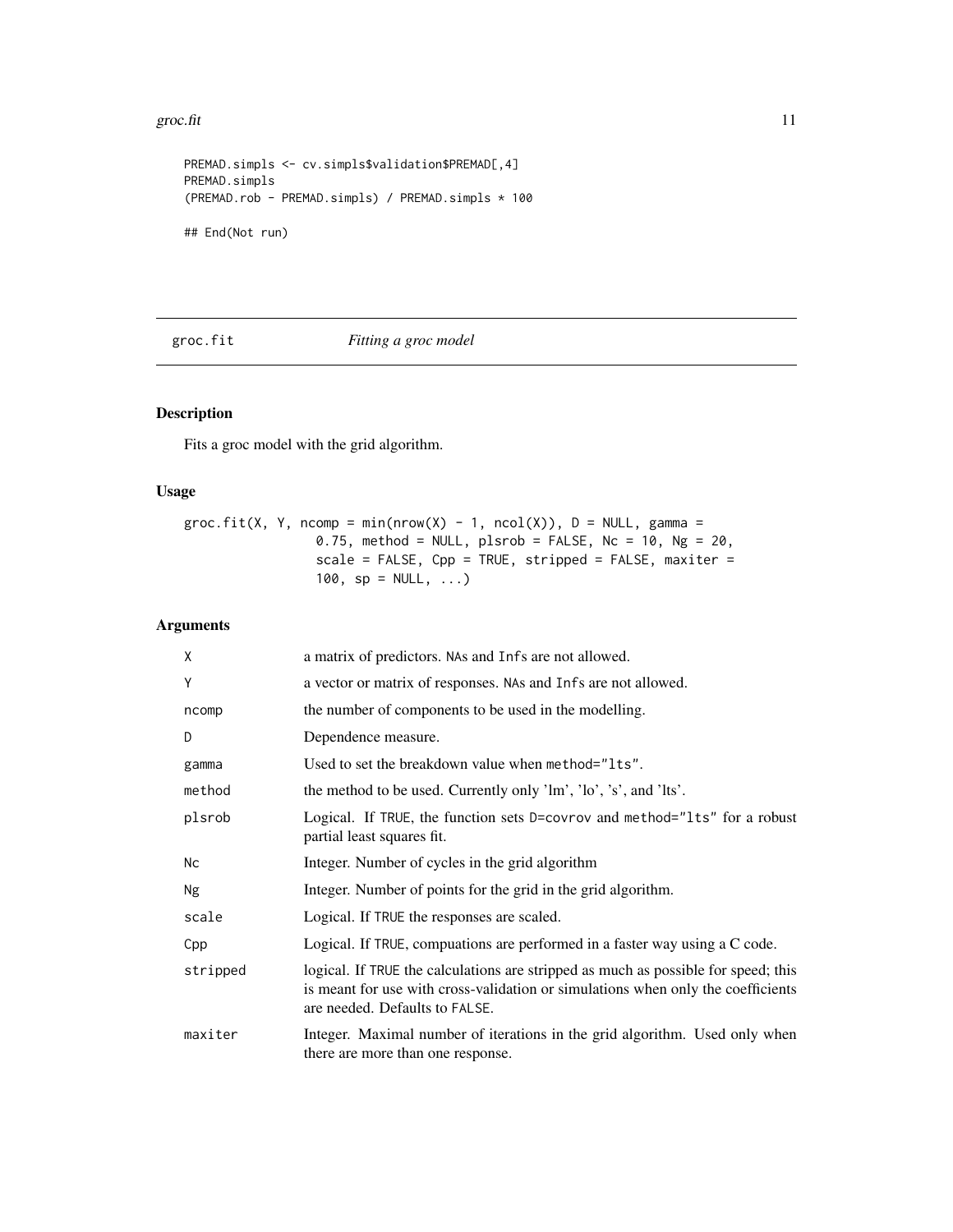```
PREMAD.simpls <- cv.simpls$validation$PREMAD[,4]
PREMAD.simpls
(PREMAD.rob - PREMAD.simpls) / PREMAD.simpls * 100

## End(Not run)
```

---

## groc.fit — *Fitting a groc model*

### Description

Fits a groc model with the grid algorithm.

### Usage

```
groc.fit(X, Y, ncomp = min(nrow(X) - 1, ncol(X)), D = NULL, gamma =
                 0.75, method = NULL, plsrob = FALSE, Nc = 10, Ng = 20,
                 scale = FALSE, Cpp = TRUE, stripped = FALSE, maxiter =
                 100, sp = NULL, ...)
```

### Arguments

| | |
|---|---|
| `X` | a matrix of predictors. `NA`s and `Inf`s are not allowed. |
| `Y` | a vector or matrix of responses. `NA`s and `Inf`s are not allowed. |
| `ncomp` | the number of components to be used in the modelling. |
| `D` | Dependence measure. |
| `gamma` | Used to set the breakdown value when `method="lts"`. |
| `method` | the method to be used. Currently only 'lm', 'lo', 's', and 'lts'. |
| `plsrob` | Logical. If `TRUE`, the function sets `D=covrov` and `method="lts"` for a robust partial least squares fit. |
| `Nc` | Integer. Number of cycles in the grid algorithm |
| `Ng` | Integer. Number of points for the grid in the grid algorithm. |
| `scale` | Logical. If `TRUE` the responses are scaled. |
| `Cpp` | Logical. If `TRUE`, compuations are performed in a faster way using a C code. |
| `stripped` | logical. If `TRUE` the calculations are stripped as much as possible for speed; this is meant for use with cross-validation or simulations when only the coefficients are needed. Defaults to `FALSE`. |
| `maxiter` | Integer. Maximal number of iterations in the grid algorithm. Used only when there are more than one response. |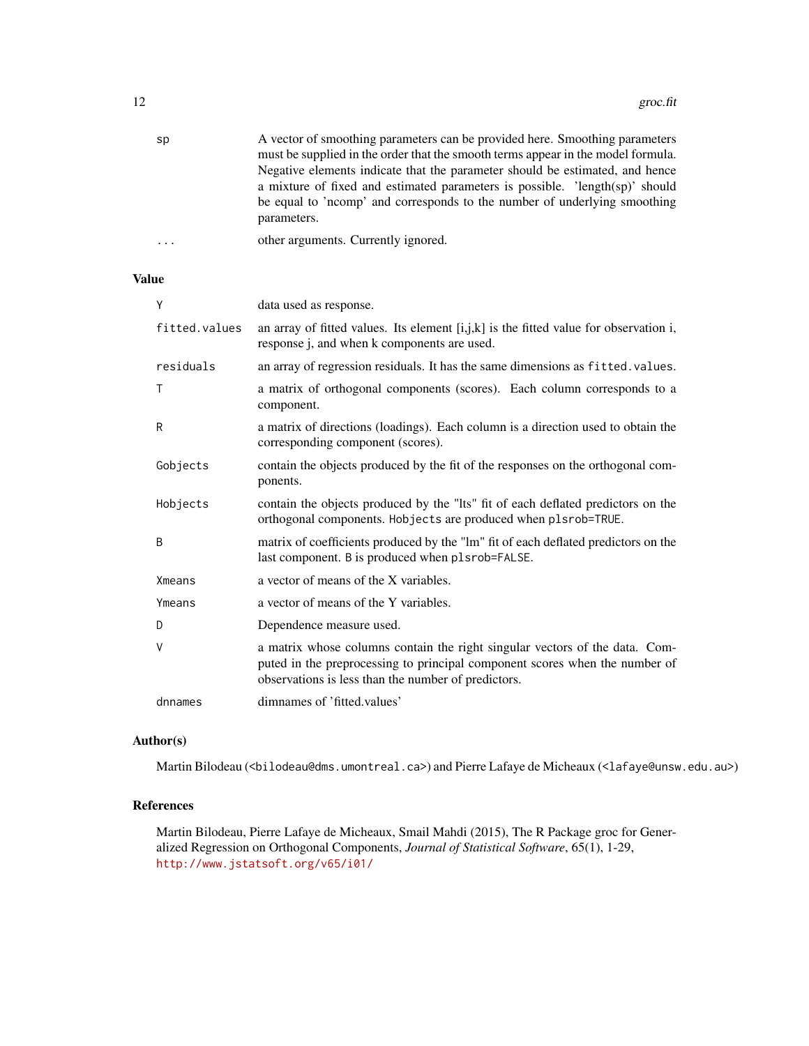| | |
|---|---|
| `sp` | A vector of smoothing parameters can be provided here. Smoothing parameters must be supplied in the order that the smooth terms appear in the model formula. Negative elements indicate that the parameter should be estimated, and hence a mixture of fixed and estimated parameters is possible. 'length(sp)' should be equal to 'ncomp' and corresponds to the number of underlying smoothing parameters. |
| `...` | other arguments. Currently ignored. |

## Value

| | |
|---|---|
| `Y` | data used as response. |
| `fitted.values` | an array of fitted values. Its element [i,j,k] is the fitted value for observation i, response j, and when k components are used. |
| `residuals` | an array of regression residuals. It has the same dimensions as `fitted.values`. |
| `T` | a matrix of orthogonal components (scores). Each column corresponds to a component. |
| `R` | a matrix of directions (loadings). Each column is a direction used to obtain the corresponding component (scores). |
| `Gobjects` | contain the objects produced by the fit of the responses on the orthogonal components. |
| `Hobjects` | contain the objects produced by the "lts" fit of each deflated predictors on the orthogonal components. `Hobjects` are produced when `plsrob=TRUE`. |
| `B` | matrix of coefficients produced by the "lm" fit of each deflated predictors on the last component. `B` is produced when `plsrob=FALSE`. |
| `Xmeans` | a vector of means of the X variables. |
| `Ymeans` | a vector of means of the Y variables. |
| `D` | Dependence measure used. |
| `V` | a matrix whose columns contain the right singular vectors of the data. Computed in the preprocessing to principal component scores when the number of observations is less than the number of predictors. |
| `dnnames` | dimnames of 'fitted.values' |

## Author(s)

Martin Bilodeau (<bilodeau@dms.umontreal.ca>) and Pierre Lafaye de Micheaux (<lafaye@unsw.edu.au>)

## References

Martin Bilodeau, Pierre Lafaye de Micheaux, Smail Mahdi (2015), The R Package groc for Generalized Regression on Orthogonal Components, *Journal of Statistical Software*, 65(1), 1-29, http://www.jstatsoft.org/v65/i01/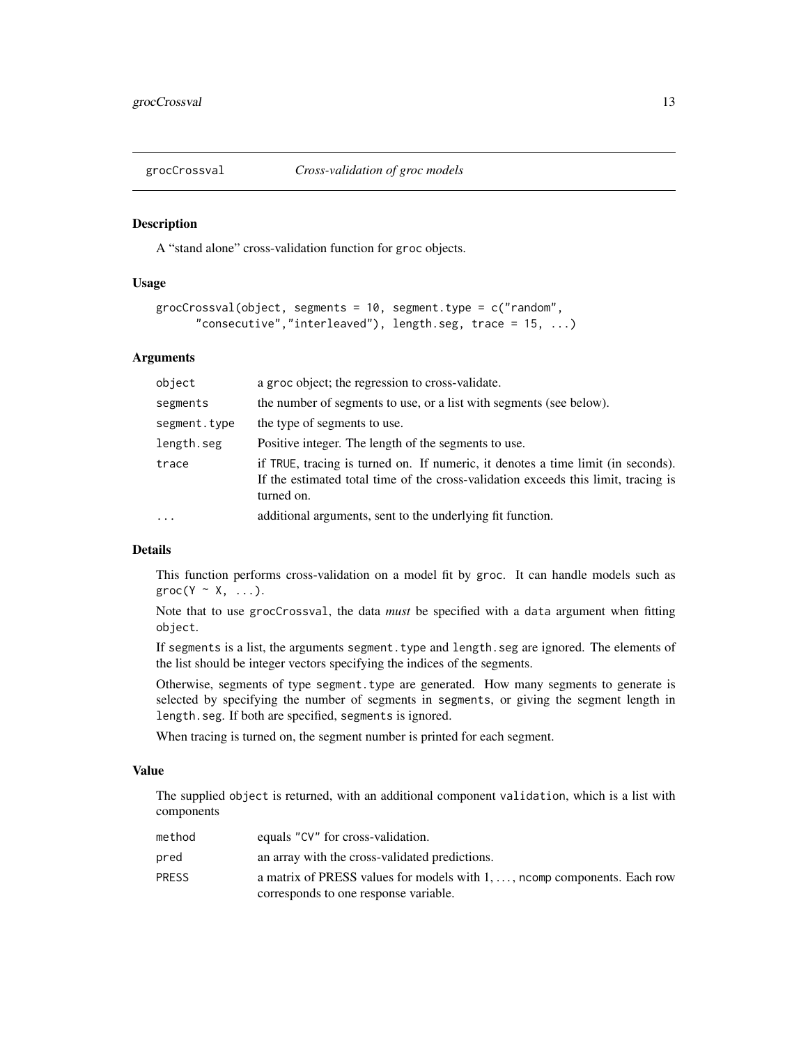# grocCrossval — *Cross-validation of groc models*

## Description

A "stand alone" cross-validation function for `groc` objects.

## Usage

```
grocCrossval(object, segments = 10, segment.type = c("random",
      "consecutive","interleaved"), length.seg, trace = 15, ...)
```

## Arguments

| | |
|---|---|
| `object` | a `groc` object; the regression to cross-validate. |
| `segments` | the number of segments to use, or a list with segments (see below). |
| `segment.type` | the type of segments to use. |
| `length.seg` | Positive integer. The length of the segments to use. |
| `trace` | if `TRUE`, tracing is turned on. If numeric, it denotes a time limit (in seconds). If the estimated total time of the cross-validation exceeds this limit, tracing is turned on. |
| `...` | additional arguments, sent to the underlying fit function. |

## Details

This function performs cross-validation on a model fit by `groc`. It can handle models such as `groc(Y ~ X, ...)`.

Note that to use `grocCrossval`, the data *must* be specified with a `data` argument when fitting `object`.

If `segments` is a list, the arguments `segment.type` and `length.seg` are ignored. The elements of the list should be integer vectors specifying the indices of the segments.

Otherwise, segments of type `segment.type` are generated. How many segments to generate is selected by specifying the number of segments in `segments`, or giving the segment length in `length.seg`. If both are specified, `segments` is ignored.

When tracing is turned on, the segment number is printed for each segment.

## Value

The supplied `object` is returned, with an additional component `validation`, which is a list with components

| | |
|---|---|
| `method` | equals `"CV"` for cross-validation. |
| `pred` | an array with the cross-validated predictions. |
| `PRESS` | a matrix of PRESS values for models with 1, ..., `ncomp` components. Each row corresponds to one response variable. |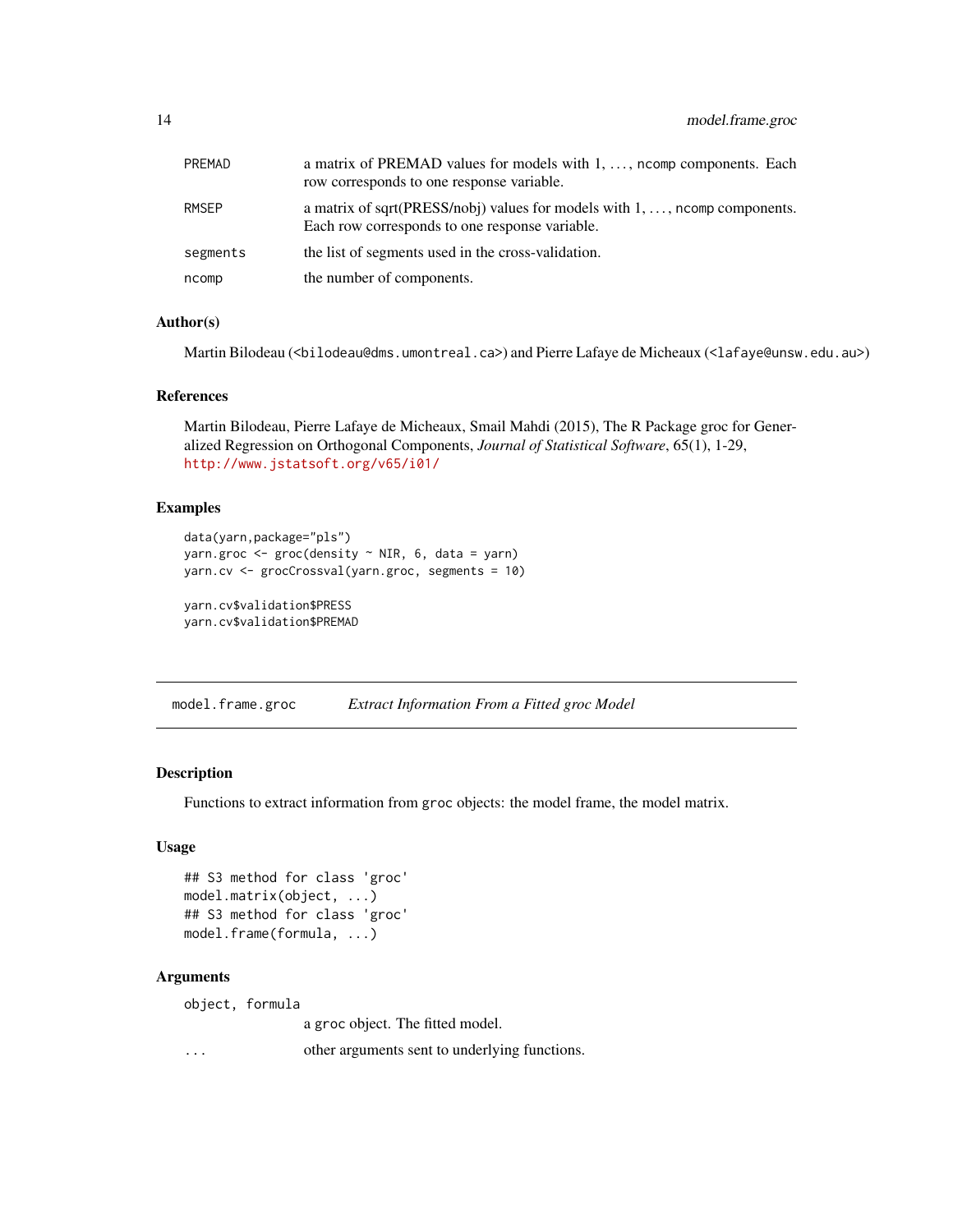| | |
|---|---|
| PREMAD | a matrix of PREMAD values for models with 1, ..., ncomp components. Each row corresponds to one response variable. |
| RMSEP | a matrix of sqrt(PRESS/nobj) values for models with 1, ..., ncomp components. Each row corresponds to one response variable. |
| segments | the list of segments used in the cross-validation. |
| ncomp | the number of components. |

### Author(s)

Martin Bilodeau (<bilodeau@dms.umontreal.ca>) and Pierre Lafaye de Micheaux (<lafaye@unsw.edu.au>)

### References

Martin Bilodeau, Pierre Lafaye de Micheaux, Smail Mahdi (2015), The R Package groc for Generalized Regression on Orthogonal Components, *Journal of Statistical Software*, 65(1), 1-29, http://www.jstatsoft.org/v65/i01/

### Examples

```
data(yarn,package="pls")
yarn.groc <- groc(density ~ NIR, 6, data = yarn)
yarn.cv <- grocCrossval(yarn.groc, segments = 10)

yarn.cv$validation$PRESS
yarn.cv$validation$PREMAD
```

---

## model.frame.groc — *Extract Information From a Fitted groc Model*

### Description

Functions to extract information from groc objects: the model frame, the model matrix.

### Usage

```
## S3 method for class 'groc'
model.matrix(object, ...)
## S3 method for class 'groc'
model.frame(formula, ...)
```

### Arguments

| | |
|---|---|
| object, formula | a groc object. The fitted model. |
| ... | other arguments sent to underlying functions. |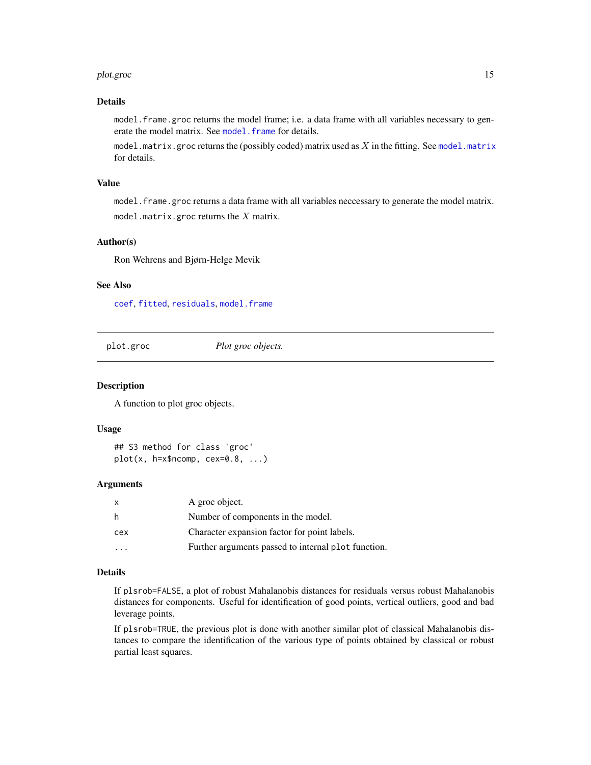## Details

`model.frame.groc` returns the model frame; i.e. a data frame with all variables necessary to generate the model matrix. See `model.frame` for details.

`model.matrix.groc` returns the (possibly coded) matrix used as $X$ in the fitting. See `model.matrix` for details.

## Value

`model.frame.groc` returns a data frame with all variables neccessary to generate the model matrix.

`model.matrix.groc` returns the $X$ matrix.

## Author(s)

Ron Wehrens and Bjørn-Helge Mevik

## See Also

`coef`, `fitted`, `residuals`, `model.frame`

---

# plot.groc — *Plot groc objects.*

## Description

A function to plot groc objects.

## Usage

```
## S3 method for class 'groc'
plot(x, h=x$ncomp, cex=0.8, ...)
```

## Arguments

| | |
|---|---|
| x | A groc object. |
| h | Number of components in the model. |
| cex | Character expansion factor for point labels. |
| ... | Further arguments passed to internal `plot` function. |

## Details

If `plsrob=FALSE`, a plot of robust Mahalanobis distances for residuals versus robust Mahalanobis distances for components. Useful for identification of good points, vertical outliers, good and bad leverage points.

If `plsrob=TRUE`, the previous plot is done with another similar plot of classical Mahalanobis distances to compare the identification of the various type of points obtained by classical or robust partial least squares.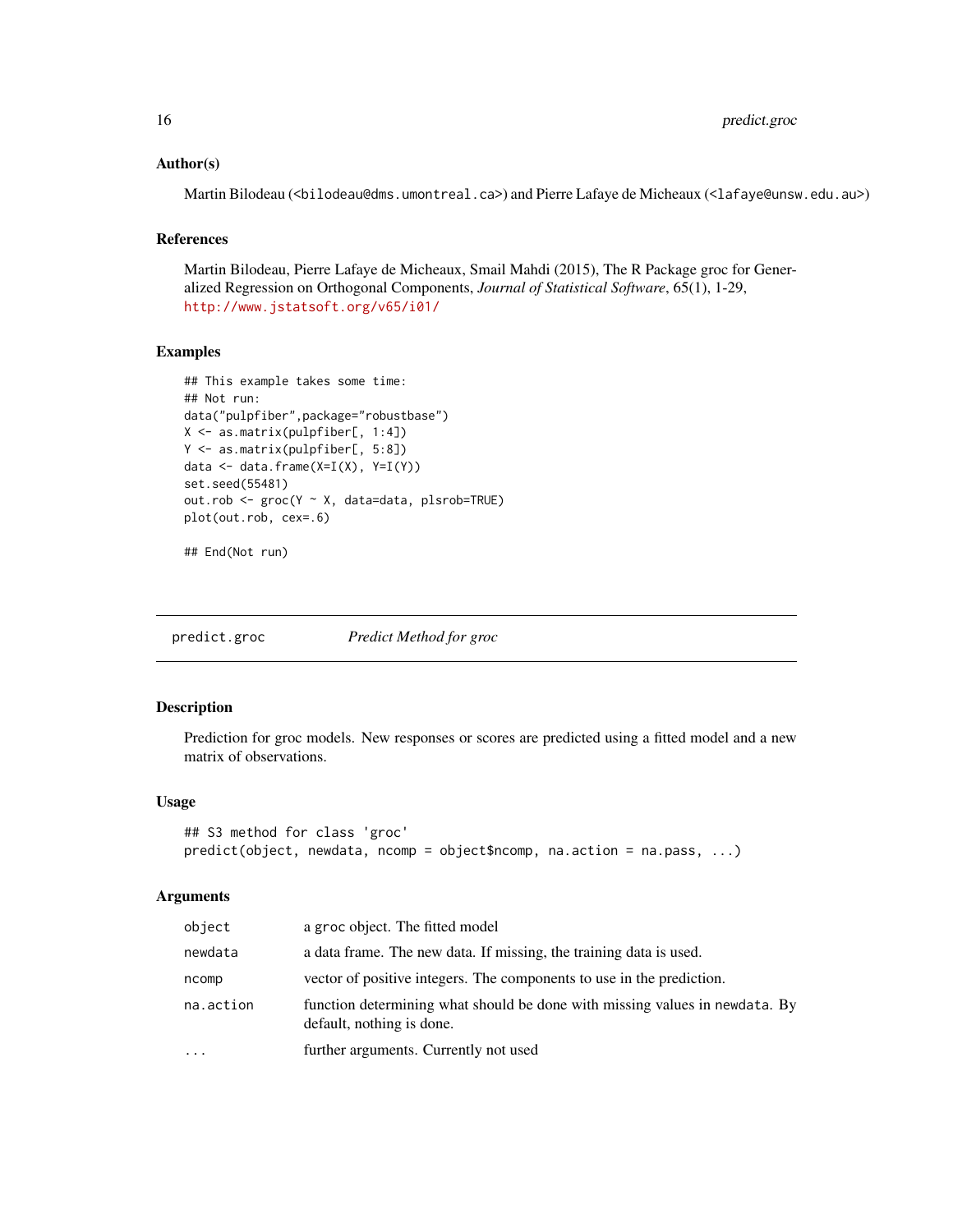## Author(s)

Martin Bilodeau (<bilodeau@dms.umontreal.ca>) and Pierre Lafaye de Micheaux (<lafaye@unsw.edu.au>)

## References

Martin Bilodeau, Pierre Lafaye de Micheaux, Smail Mahdi (2015), The R Package groc for Generalized Regression on Orthogonal Components, *Journal of Statistical Software*, 65(1), 1-29, http://www.jstatsoft.org/v65/i01/

## Examples

```
## This example takes some time:
## Not run:
data("pulpfiber",package="robustbase")
X <- as.matrix(pulpfiber[, 1:4])
Y <- as.matrix(pulpfiber[, 5:8])
data <- data.frame(X=I(X), Y=I(Y))
set.seed(55481)
out.rob <- groc(Y ~ X, data=data, plsrob=TRUE)
plot(out.rob, cex=.6)

## End(Not run)
```

---

# predict.groc — *Predict Method for groc*

## Description

Prediction for groc models. New responses or scores are predicted using a fitted model and a new matrix of observations.

## Usage

```
## S3 method for class 'groc'
predict(object, newdata, ncomp = object$ncomp, na.action = na.pass, ...)
```

## Arguments

| | |
|---|---|
| object | a groc object. The fitted model |
| newdata | a data frame. The new data. If missing, the training data is used. |
| ncomp | vector of positive integers. The components to use in the prediction. |
| na.action | function determining what should be done with missing values in newdata. By default, nothing is done. |
| ... | further arguments. Currently not used |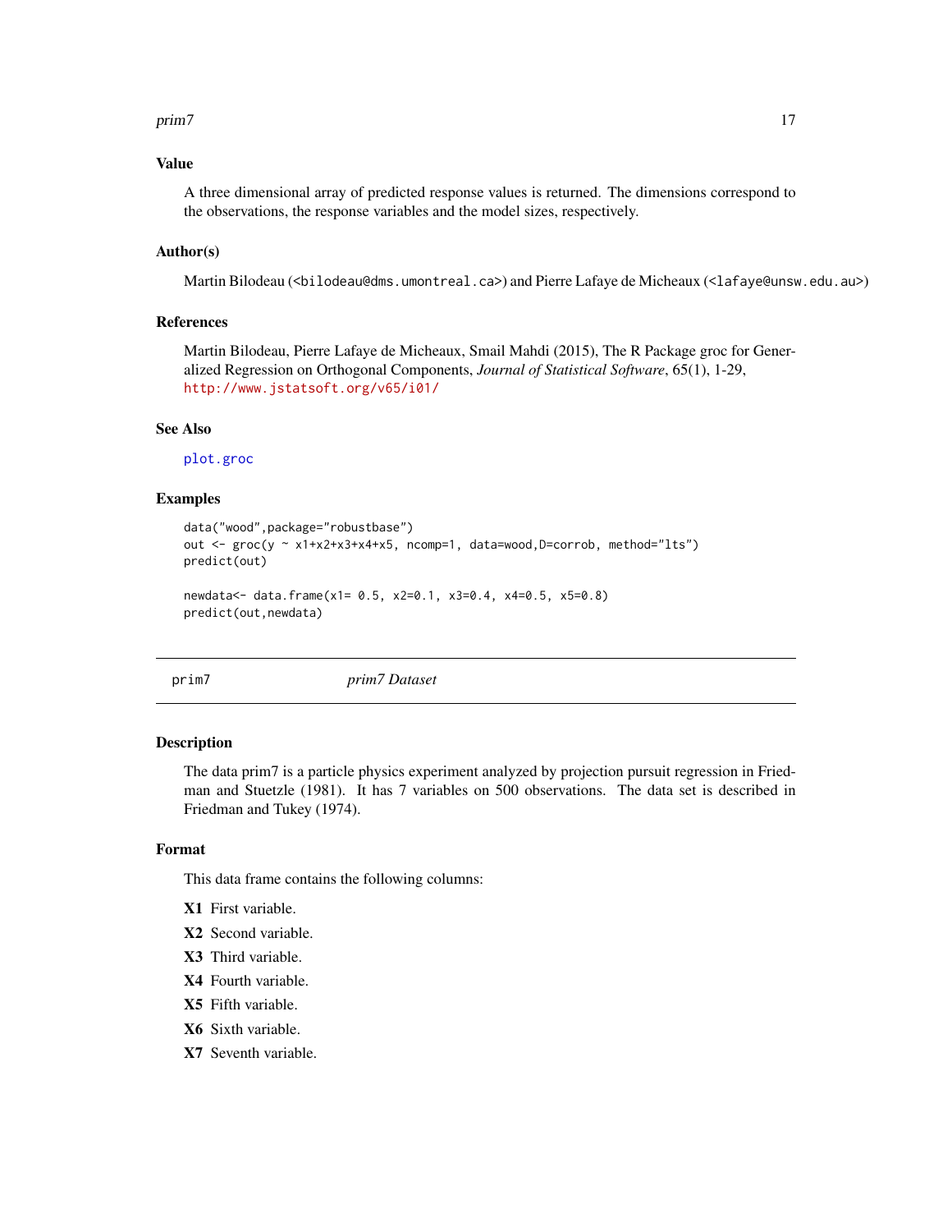### Value

A three dimensional array of predicted response values is returned. The dimensions correspond to the observations, the response variables and the model sizes, respectively.

### Author(s)

Martin Bilodeau (<bilodeau@dms.umontreal.ca>) and Pierre Lafaye de Micheaux (<lafaye@unsw.edu.au>)

### References

Martin Bilodeau, Pierre Lafaye de Micheaux, Smail Mahdi (2015), The R Package groc for Generalized Regression on Orthogonal Components, *Journal of Statistical Software*, 65(1), 1-29, http://www.jstatsoft.org/v65/i01/

### See Also

plot.groc

### Examples

```
data("wood",package="robustbase")
out <- groc(y ~ x1+x2+x3+x4+x5, ncomp=1, data=wood,D=corrob, method="lts")
predict(out)

newdata<- data.frame(x1= 0.5, x2=0.1, x3=0.4, x4=0.5, x5=0.8)
predict(out,newdata)
```

---

## prim7 *prim7 Dataset*

### Description

The data prim7 is a particle physics experiment analyzed by projection pursuit regression in Friedman and Stuetzle (1981). It has 7 variables on 500 observations. The data set is described in Friedman and Tukey (1974).

### Format

This data frame contains the following columns:

**X1** First variable.

**X2** Second variable.

**X3** Third variable.

**X4** Fourth variable.

**X5** Fifth variable.

**X6** Sixth variable.

**X7** Seventh variable.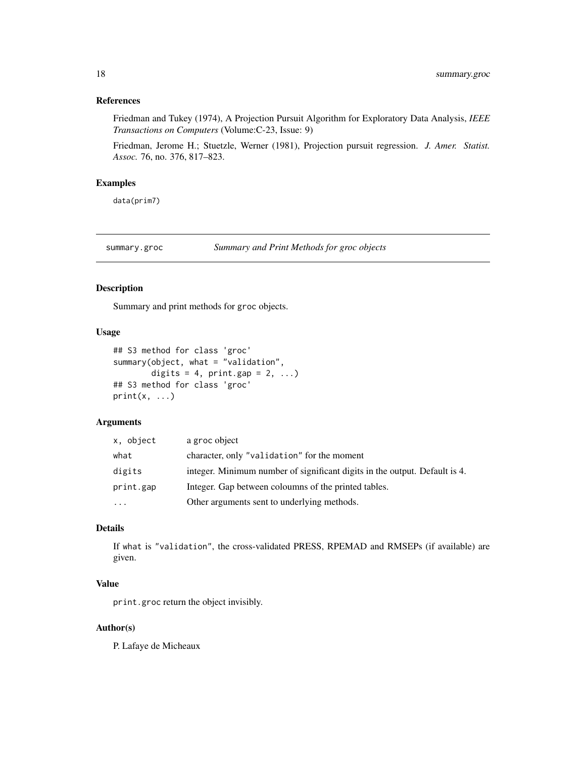### References

Friedman and Tukey (1974), A Projection Pursuit Algorithm for Exploratory Data Analysis, *IEEE Transactions on Computers* (Volume:C-23, Issue: 9)

Friedman, Jerome H.; Stuetzle, Werner (1981), Projection pursuit regression. *J. Amer. Statist. Assoc.* 76, no. 376, 817–823.

### Examples

```
data(prim7)
```

---

## summary.groc — *Summary and Print Methods for groc objects*

### Description

Summary and print methods for groc objects.

### Usage

```
## S3 method for class 'groc'
summary(object, what = "validation",
        digits = 4, print.gap = 2, ...)
## S3 method for class 'groc'
print(x, ...)
```

### Arguments

| | |
|---|---|
| x, object | a groc object |
| what | character, only "validation" for the moment |
| digits | integer. Minimum number of significant digits in the output. Default is 4. |
| print.gap | Integer. Gap between coloumns of the printed tables. |
| ... | Other arguments sent to underlying methods. |

### Details

If what is "validation", the cross-validated PRESS, RPEMAD and RMSEPs (if available) are given.

### Value

print.groc return the object invisibly.

### Author(s)

P. Lafaye de Micheaux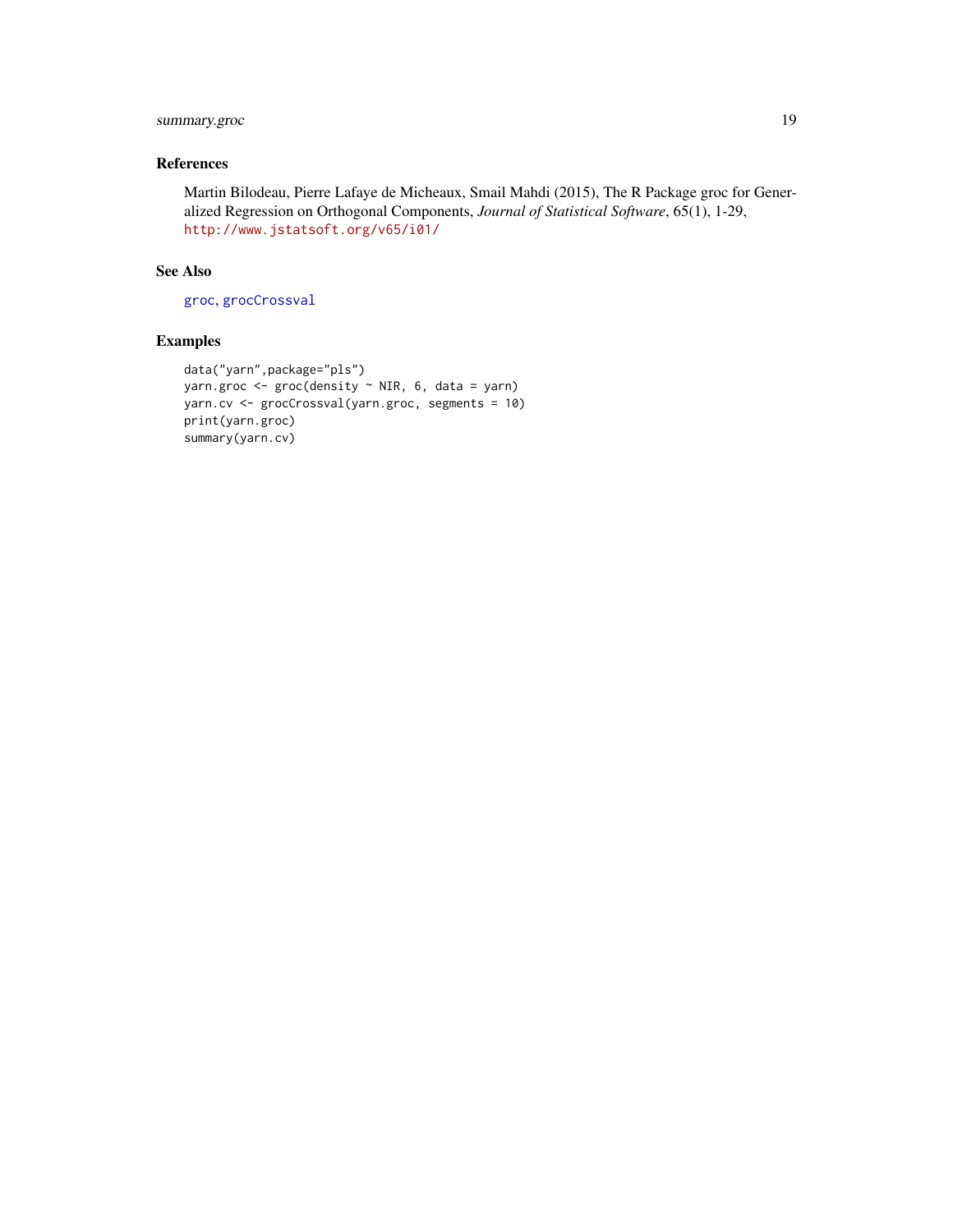## References

Martin Bilodeau, Pierre Lafaye de Micheaux, Smail Mahdi (2015), The R Package groc for Generalized Regression on Orthogonal Components, *Journal of Statistical Software*, 65(1), 1-29, http://www.jstatsoft.org/v65/i01/

## See Also

groc, grocCrossval

## Examples

```
data("yarn",package="pls")
yarn.groc <- groc(density ~ NIR, 6, data = yarn)
yarn.cv <- grocCrossval(yarn.groc, segments = 10)
print(yarn.groc)
summary(yarn.cv)
```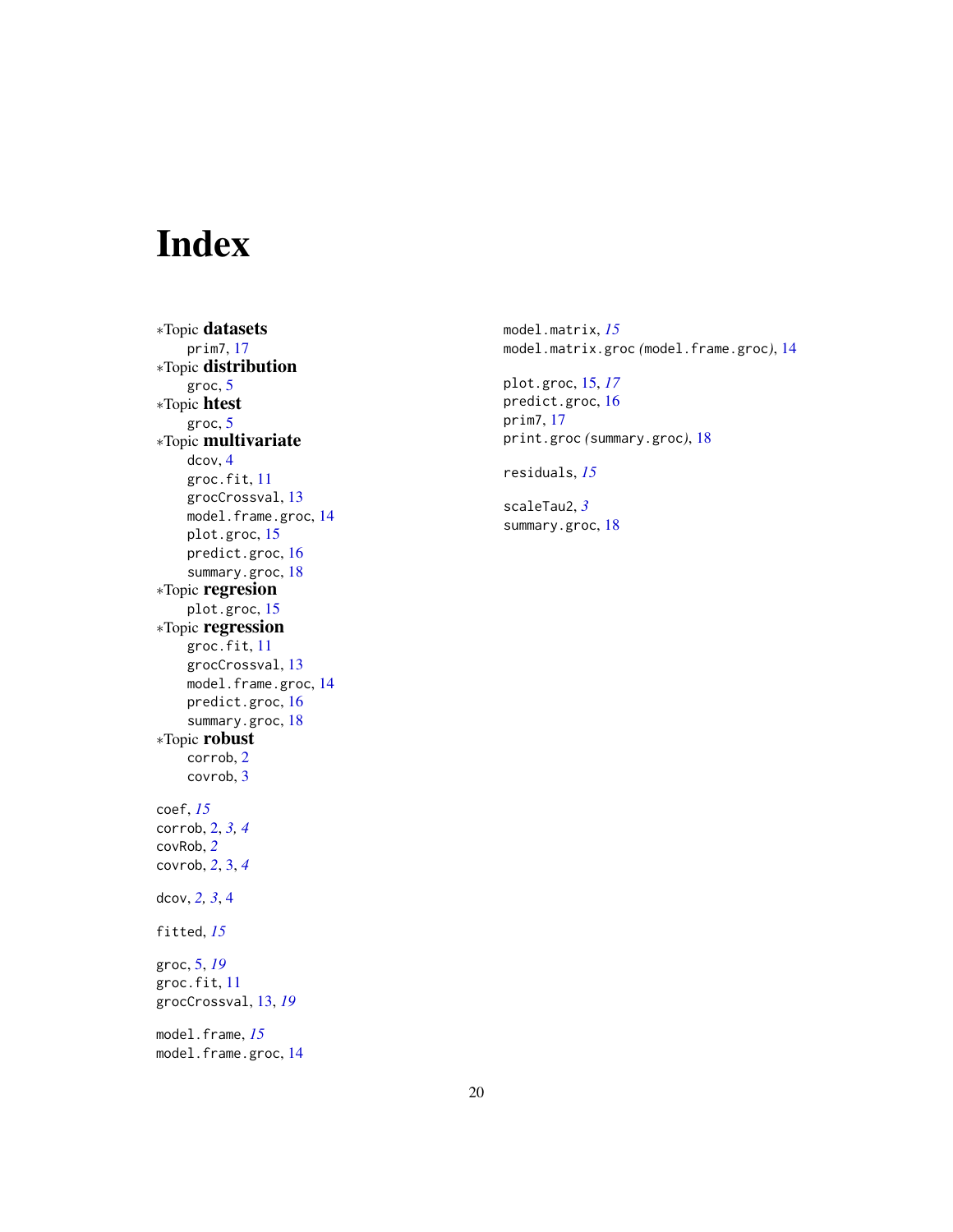# Index

∗Topic **datasets**
  prim7, 17
∗Topic **distribution**
  groc, 5
∗Topic **htest**
  groc, 5
∗Topic **multivariate**
  dcov, 4
  groc.fit, 11
  grocCrossval, 13
  model.frame.groc, 14
  plot.groc, 15
  predict.groc, 16
  summary.groc, 18
∗Topic **regresion**
  plot.groc, 15
∗Topic **regression**
  groc.fit, 11
  grocCrossval, 13
  model.frame.groc, 14
  predict.groc, 16
  summary.groc, 18
∗Topic **robust**
  corrob, 2
  covrob, 3

coef, *15*
corrob, 2, *3, 4*
covRob, *2*
covrob, *2*, 3, *4*

dcov, *2, 3*, 4

fitted, *15*

groc, 5, *19*
groc.fit, 11
grocCrossval, 13, *19*

model.frame, *15*
model.frame.groc, 14
model.matrix, *15*
model.matrix.groc *(*model.frame.groc*)*, 14

plot.groc, 15, *17*
predict.groc, 16
prim7, 17
print.groc *(*summary.groc*)*, 18

residuals, *15*

scaleTau2, *3*
summary.groc, 18